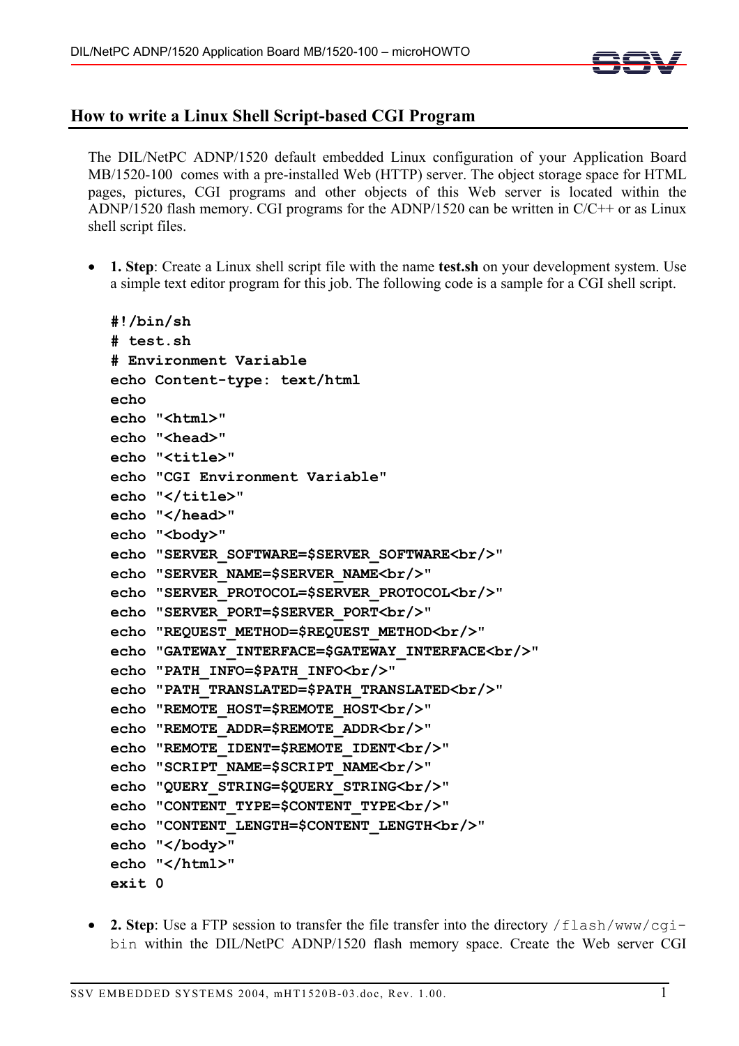## How to write a Linux Shell Script-based CGI Program

The DIL/NetPC ADNP/1520 default embedded Linux configuration of your Application Board MB/1520-100 comes with a pre-installed Web (HTTP) server. The object storage space for HTML pages, pictures, CGI programs and other objects of this Web server is located within the ADNP/1520 flash memory. CGI programs for the ADNP/1520 can be written in C/C++ or as Linux shell script files.

- **1. Step**: Create a Linux shell script file with the name **test.sh** on your development system. Use a simple text editor program for this job. The following code is a sample for a CGI shell script.

```
#!/bin/sh
# test.sh
# Environment Variable
echo Content-type: text/html
echo
echo "<html>"
echo "<head>"
echo "<title>"
echo "CGI Environment Variable"
echo "</title>"
echo "</head>"
echo "<body>"
echo "SERVER_SOFTWARE=$SERVER_SOFTWARE<br/>"
echo "SERVER_NAME=$SERVER_NAME<br/>"
echo "SERVER_PROTOCOL=$SERVER_PROTOCOL<br/>"
echo "SERVER_PORT=$SERVER_PORT<br/>"
echo "REQUEST_METHOD=$REQUEST_METHOD<br/>"
echo "GATEWAY_INTERFACE=$GATEWAY_INTERFACE<br/>"
echo "PATH_INFO=$PATH_INFO<br/>"
echo "PATH_TRANSLATED=$PATH_TRANSLATED<br/>"
echo "REMOTE_HOST=$REMOTE_HOST<br/>"
echo "REMOTE_ADDR=$REMOTE_ADDR<br/>"
echo "REMOTE_IDENT=$REMOTE_IDENT<br/>"
echo "SCRIPT_NAME=$SCRIPT_NAME<br/>"
echo "QUERY_STRING=$QUERY_STRING<br/>"
echo "CONTENT_TYPE=$CONTENT_TYPE<br/>"
echo "CONTENT_LENGTH=$CONTENT_LENGTH<br/>"
echo "</body>"
echo "</html>"
exit 0
```

- **2. Step**: Use a FTP session to transfer the file transfer into the directory `/flash/www/cgi-bin` within the DIL/NetPC ADNP/1520 flash memory space. Create the Web server CGI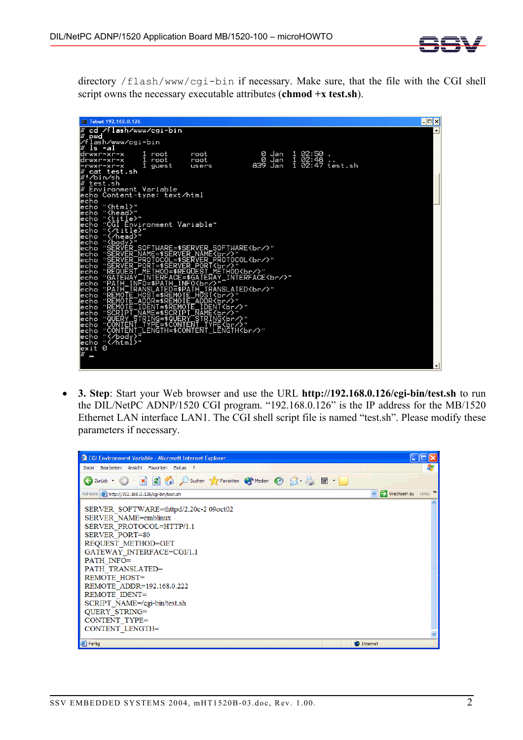directory `/flash/www/cgi-bin` if necessary. Make sure, that the file with the CGI shell script owns the necessary executable attributes (**chmod +x test.sh**).

```
# cd /flash/www/cgi-bin
# pwd
/flash/www/cgi-bin
# ls -al
drwxr-xr-x    1 root     root            0 Jan  1 02:50 .
drwxr-xr-x    1 root     root            0 Jan  1 02:48 ..
-rwxr-xr-x    1 guest    users         839 Jan  1 02:47 test.sh
# cat test.sh
#!/bin/sh
# test.sh
# Environment Variable
echo Content-type: text/html
echo
echo "<html>"
echo "<head>"
echo "<title>"
echo "CGI Environment Variable"
echo "</title>"
echo "</head>"
echo "<body>"
echo "SERVER_SOFTWARE=$SERVER_SOFTWARE<br/>"
echo "SERVER_NAME=$SERVER_NAME<br/>"
echo "SERVER_PROTOCOL=$SERVER_PROTOCOL<br/>"
echo "SERVER_PORT=$SERVER_PORT<br/>"
echo "REQUEST_METHOD=$REQUEST_METHOD<br/>"
echo "GATEWAY_INTERFACE=$GATEWAY_INTERFACE<br/>"
echo "PATH_INFO=$PATH_INFO<br/>"
echo "PATH_TRANSLATED=$PATH_TRANSLATED<br/>"
echo "REMOTE_HOST=$REMOTE_HOST<br/>"
echo "REMOTE_ADDR=$REMOTE_ADDR<br/>"
echo "REMOTE_IDENT=$REMOTE_IDENT<br/>"
echo "SCRIPT_NAME=$SCRIPT_NAME<br/>"
echo "QUERY_STRING=$QUERY_STRING<br/>"
echo "CONTENT_TYPE=$CONTENT_TYPE<br/>"
echo "CONTENT_LENGTH=$CONTENT_LENGTH<br/>"
echo "</body>"
echo "</html>"
exit 0
# _
```

- **3. Step**: Start your Web browser and use the URL **http://192.168.0.126/cgi-bin/test.sh** to run the DIL/NetPC ADNP/1520 CGI program. "192.168.0.126" is the IP address for the MB/1520 Ethernet LAN interface LAN1. The CGI shell script file is named "test.sh". Please modify these parameters if necessary.

```
SERVER_SOFTWARE=thttpd/2.20c-2 09oct02
SERVER_NAME=emblinux
SERVER_PROTOCOL=HTTP/1.1
SERVER_PORT=80
REQUEST_METHOD=GET
GATEWAY_INTERFACE=CGI/1.1
PATH_INFO=
PATH_TRANSLATED=
REMOTE_HOST=
REMOTE_ADDR=192.168.0.222
REMOTE_IDENT=
SCRIPT_NAME=/cgi-bin/test.sh
QUERY_STRING=
CONTENT_TYPE=
CONTENT_LENGTH=
```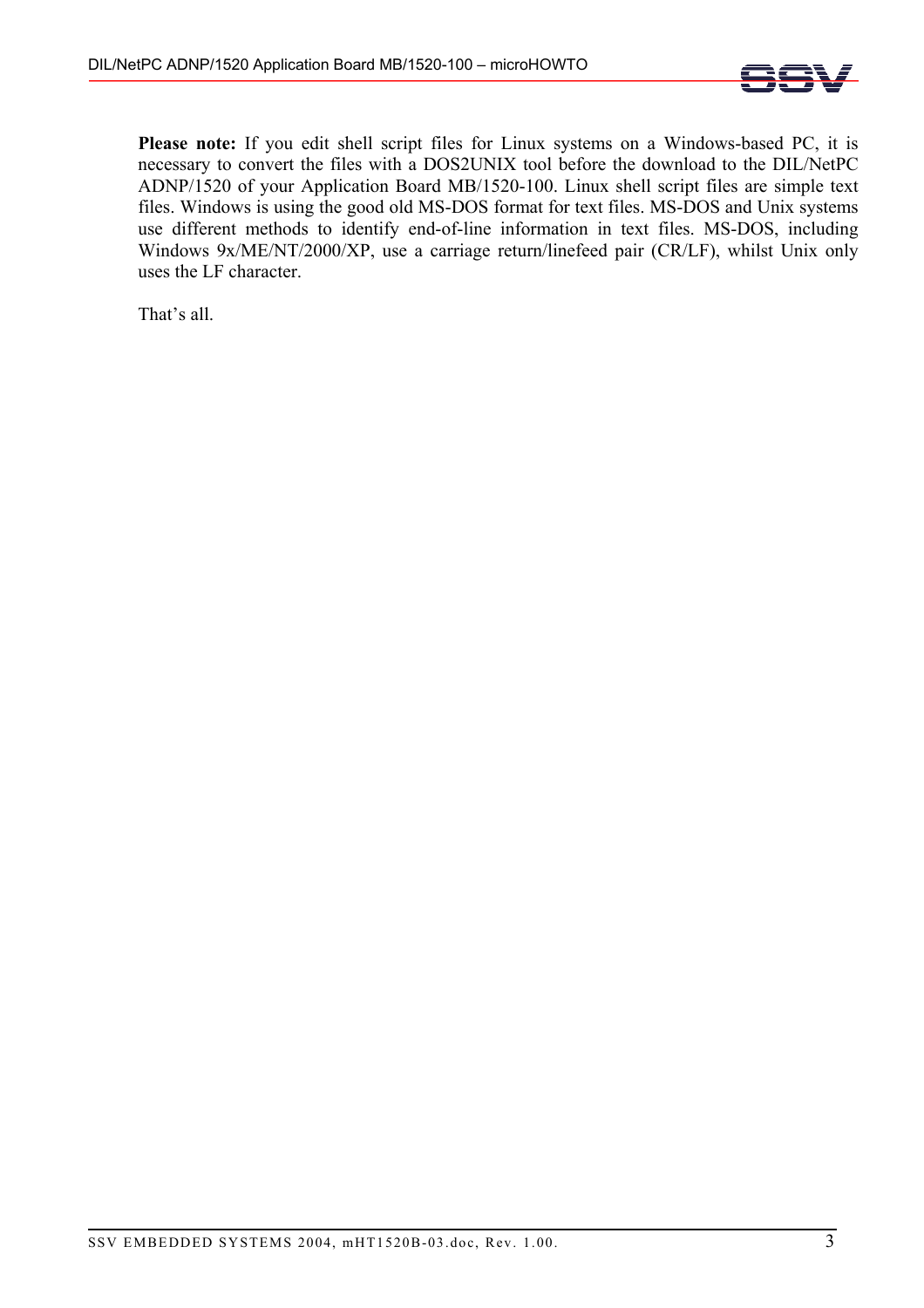**Please note:** If you edit shell script files for Linux systems on a Windows-based PC, it is necessary to convert the files with a DOS2UNIX tool before the download to the DIL/NetPC ADNP/1520 of your Application Board MB/1520-100. Linux shell script files are simple text files. Windows is using the good old MS-DOS format for text files. MS-DOS and Unix systems use different methods to identify end-of-line information in text files. MS-DOS, including Windows 9x/ME/NT/2000/XP, use a carriage return/linefeed pair (CR/LF), whilst Unix only uses the LF character.

That's all.